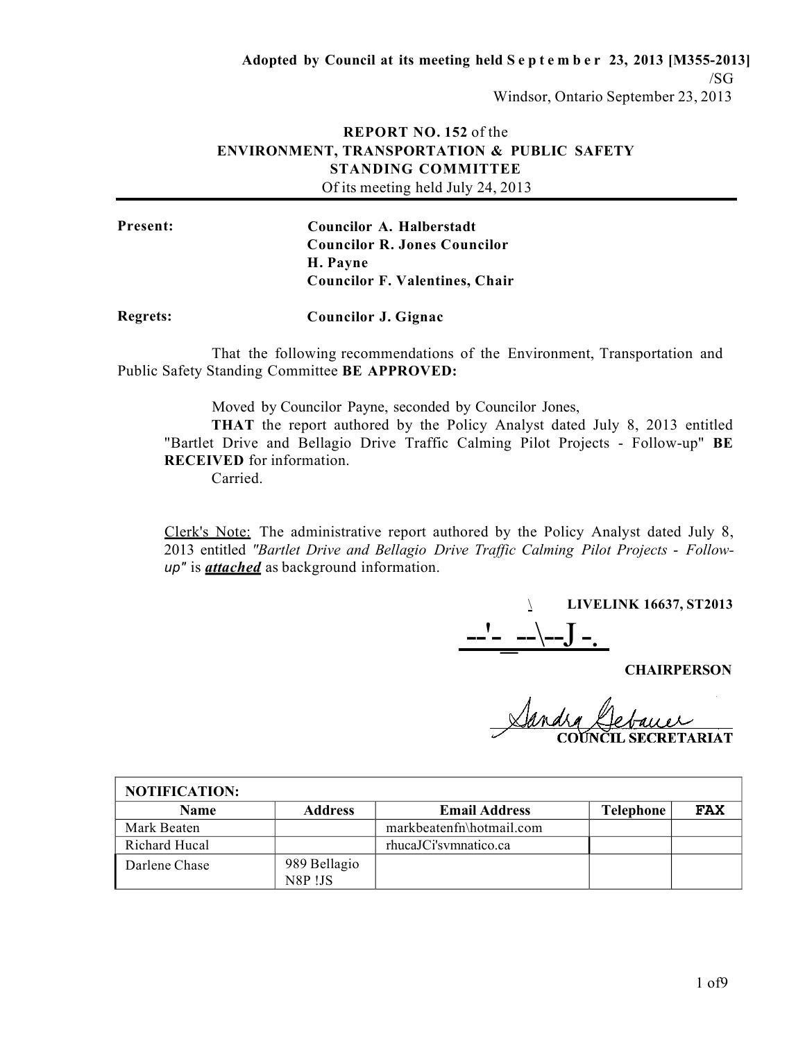**Adopted by Council at its meeting held September 23, 2013 [M355-2013]**
/SG
Windsor, Ontario September 23, 2013

**REPORT NO. 152** of the
**ENVIRONMENT, TRANSPORTATION & PUBLIC SAFETY STANDING COMMITTEE**
Of its meeting held July 24, 2013

---

**Present:** **Councilor A. Halberstadt**
**Councilor R. Jones Councilor**
**H. Payne**
**Councilor F. Valentines, Chair**

**Regrets:** **Councilor J. Gignac**

That the following recommendations of the Environment, Transportation and Public Safety Standing Committee **BE APPROVED:**

Moved by Councilor Payne, seconded by Councilor Jones,
**THAT** the report authored by the Policy Analyst dated July 8, 2013 entitled "Bartlet Drive and Bellagio Drive Traffic Calming Pilot Projects - Follow-up" **BE RECEIVED** for information.
Carried.

Clerk's Note: The administrative report authored by the Policy Analyst dated July 8, 2013 entitled *"Bartlet Drive and Bellagio Drive Traffic Calming Pilot Projects - Follow-up"* is ***attached*** as background information.

\ **LIVELINK 16637, ST2013**

--'- --\--J -.

**CHAIRPERSON**

Sandra Gebauer
**COUNCIL SECRETARIAT**

| **NOTIFICATION:** | | | | |
|---|---|---|---|---|
| **Name** | **Address** | **Email Address** | **Telephone** | **FAX** |
| Mark Beaten | | markbeatenfn\hotmail.com | | |
| Richard Hucal | | rhucaJCi'svmnatico.ca | | |
| Darlene Chase | 989 Bellagio N8P !JS | | | |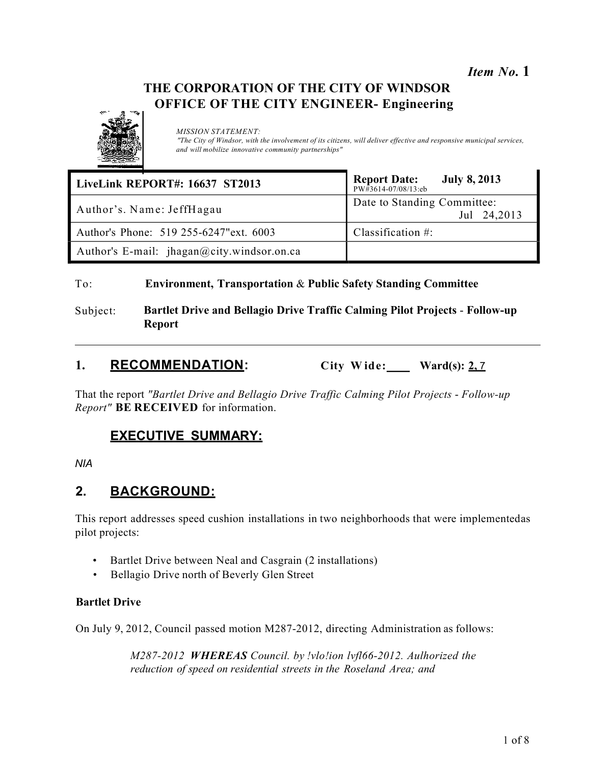*Item No.* **1**

**THE CORPORATION OF THE CITY OF WINDSOR**
**OFFICE OF THE CITY ENGINEER- Engineering**

*MISSION STATEMENT:*
*"The City of Windsor, with the involvement of its citizens, will deliver effective and responsive municipal services, and will mobilize innovative community partnerships"*

| | |
|---|---|
| **LiveLink REPORT#: 16637 ST2013** | **Report Date: July 8, 2013** PW#3614-07/08/13:eb |
| Author's. Name: JeffHagau | Date to Standing Committee: Jul 24,2013 |
| Author's Phone: 519 255-6247"ext. 6003 | Classification #: |
| Author's E-mail: jhagan@city.windsor.on.ca | |

To: **Environment, Transportation & Public Safety Standing Committee**

Subject: **Bartlet Drive and Bellagio Drive Traffic Calming Pilot Projects - Follow-up Report**

## 1. RECOMMENDATION: City Wide:___ Ward(s): 2, 7

That the report *"Bartlet Drive and Bellagio Drive Traffic Calming Pilot Projects - Follow-up Report"* **BE RECEIVED** for information.

## EXECUTIVE SUMMARY:

*NIA*

## 2. BACKGROUND:

This report addresses speed cushion installations in two neighborhoods that were implementedas pilot projects:

- Bartlet Drive between Neal and Casgrain (2 installations)
- Bellagio Drive north of Beverly Glen Street

### Bartlet Drive

On July 9, 2012, Council passed motion M287-2012, directing Administration as follows:

> *M287-2012* ***WHEREAS*** *Council. by !vlo!ion lvfl66-2012. Aulhorized the reduction of speed on residential streets in the Roseland Area; and*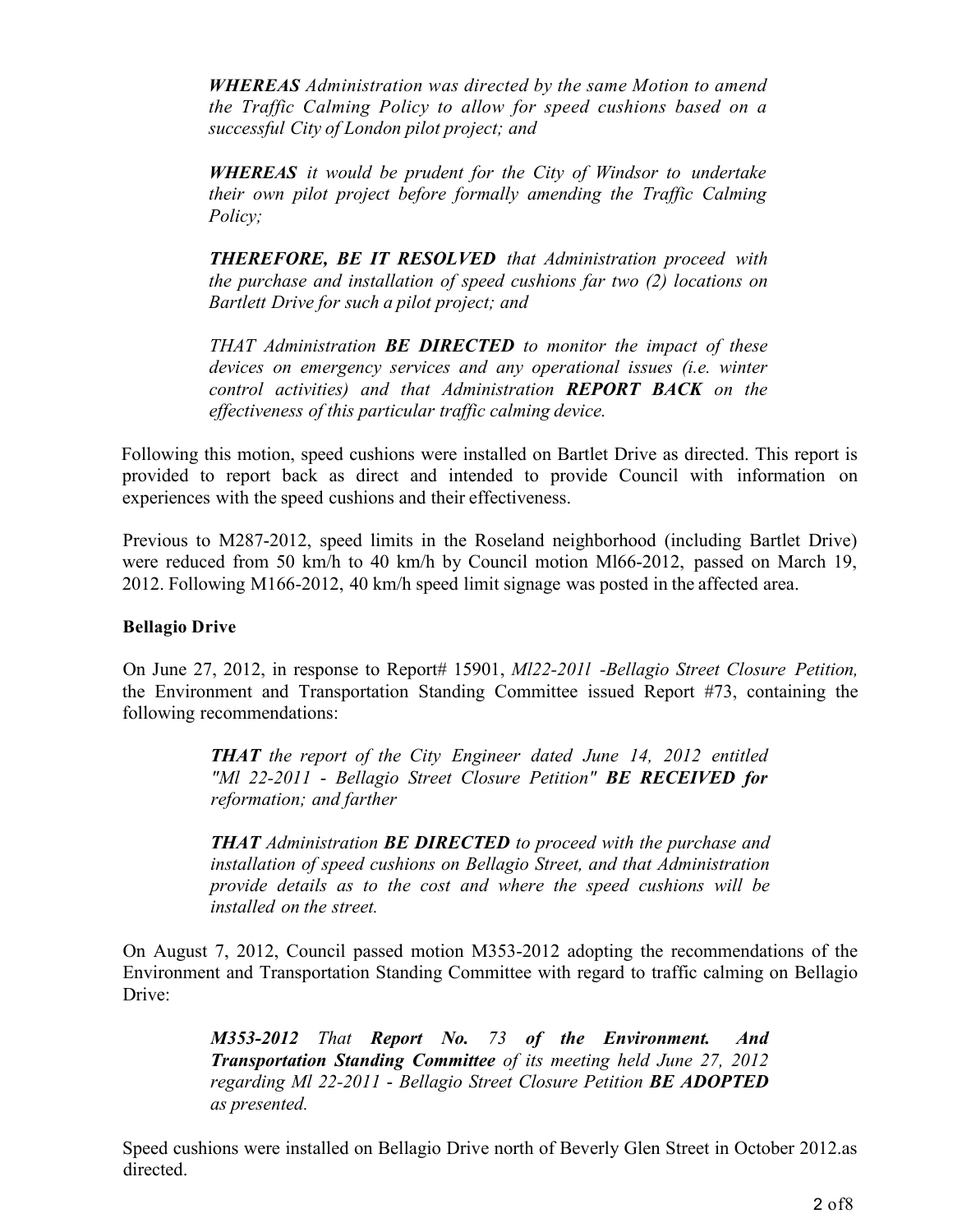*__WHEREAS__ Administration was directed by the same Motion to amend the Traffic Calming Policy to allow for speed cushions based on a successful City of London pilot project; and*

*__WHEREAS__ it would be prudent for the City of Windsor to undertake their own pilot project before formally amending the Traffic Calming Policy;*

*__THEREFORE, BE IT RESOLVED__ that Administration proceed with the purchase and installation of speed cushions far two (2) locations on Bartlett Drive for such a pilot project; and*

*THAT Administration __BE DIRECTED__ to monitor the impact of these devices on emergency services and any operational issues (i.e. winter control activities) and that Administration __REPORT BACK__ on the effectiveness of this particular traffic calming device.*

Following this motion, speed cushions were installed on Bartlet Drive as directed. This report is provided to report back as direct and intended to provide Council with information on experiences with the speed cushions and their effectiveness.

Previous to M287-2012, speed limits in the Roseland neighborhood (including Bartlet Drive) were reduced from 50 km/h to 40 km/h by Council motion Ml66-2012, passed on March 19, 2012. Following M166-2012, 40 km/h speed limit signage was posted in the affected area.

**Bellagio Drive**

On June 27, 2012, in response to Report# 15901, *Ml22-201l -Bellagio Street Closure Petition,* the Environment and Transportation Standing Committee issued Report #73, containing the following recommendations:

*__THAT__ the report of the City Engineer dated June 14, 2012 entitled "Ml 22-2011 - Bellagio Street Closure Petition" __BE RECEIVED for__ reformation; and farther*

*__THAT__ Administration __BE DIRECTED__ to proceed with the purchase and installation of speed cushions on Bellagio Street, and that Administration provide details as to the cost and where the speed cushions will be installed on the street.*

On August 7, 2012, Council passed motion M353-2012 adopting the recommendations of the Environment and Transportation Standing Committee with regard to traffic calming on Bellagio Drive:

*__M353-2012__ That __Report No.__ 73 __of the Environment. And Transportation Standing Committee__ of its meeting held June 27, 2012 regarding Ml 22-2011 - Bellagio Street Closure Petition __BE ADOPTED__ as presented.*

Speed cushions were installed on Bellagio Drive north of Beverly Glen Street in October 2012.as directed.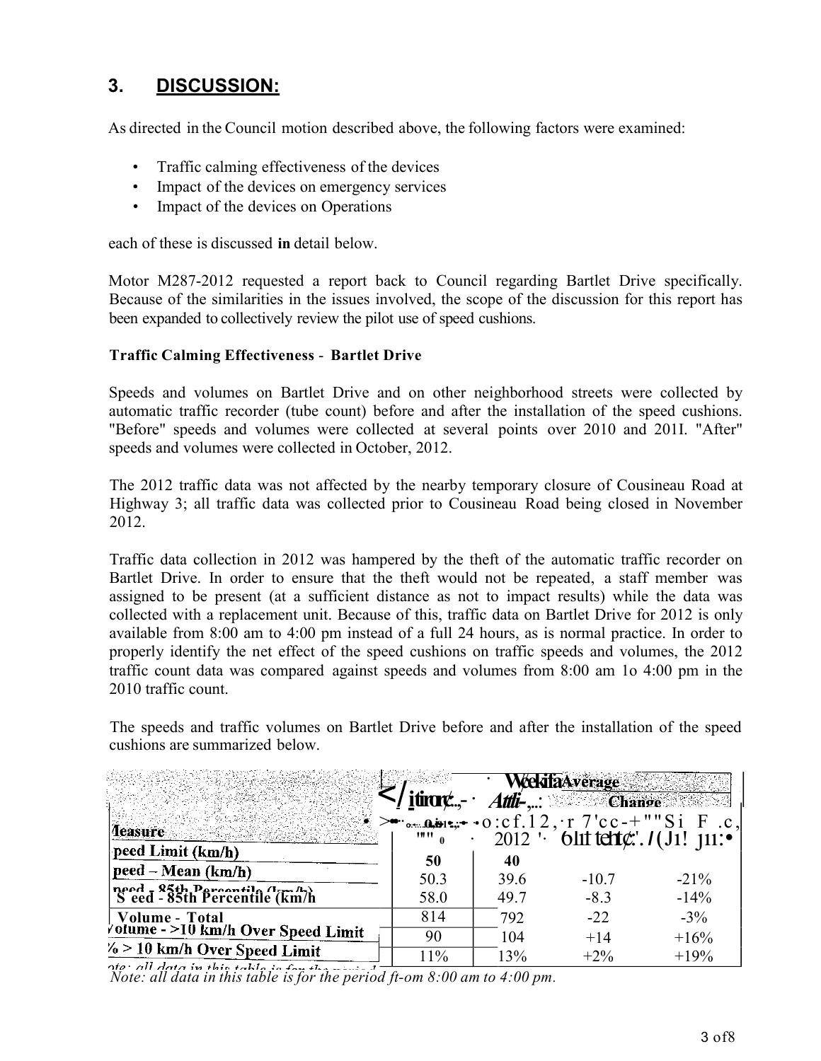## 3. DISCUSSION:

As directed in the Council motion described above, the following factors were examined:

- Traffic calming effectiveness of the devices
- Impact of the devices on emergency services
- Impact of the devices on Operations

each of these is discussed **in** detail below.

Motor M287-2012 requested a report back to Council regarding Bartlet Drive specifically. Because of the similarities in the issues involved, the scope of the discussion for this report has been expanded to collectively review the pilot use of speed cushions.

**Traffic Calming Effectiveness - Bartlet Drive**

Speeds and volumes on Bartlet Drive and on other neighborhood streets were collected by automatic traffic recorder (tube count) before and after the installation of the speed cushions. "Before" speeds and volumes were collected at several points over 2010 and 201I. "After" speeds and volumes were collected in October, 2012.

The 2012 traffic data was not affected by the nearby temporary closure of Cousineau Road at Highway 3; all traffic data was collected prior to Cousineau Road being closed in November 2012.

Traffic data collection in 2012 was hampered by the theft of the automatic traffic recorder on Bartlet Drive. In order to ensure that the theft would not be repeated, a staff member was assigned to be present (at a sufficient distance as not to impact results) while the data was collected with a replacement unit. Because of this, traffic data on Bartlet Drive for 2012 is only available from 8:00 am to 4:00 pm instead of a full 24 hours, as is normal practice. In order to properly identify the net effect of the speed cushions on traffic speeds and volumes, the 2012 traffic count data was compared against speeds and volumes from 8:00 am 1o 4:00 pm in the 2010 traffic count.

The speeds and traffic volumes on Bartlet Drive before and after the installation of the speed cushions are summarized below.

| | Weekday Average | | | |
|---|---|---|---|---|
| | | | Change | |
| Measure | | 2012 | | |
| Speed Limit (km/h) | 50 | 40 | | |
| Speed – Mean (km/h) | 50.3 | 39.6 | -10.7 | -21% |
| Speed - 85th Percentile (km/h) | 58.0 | 49.7 | -8.3 | -14% |
| Volume - Total | 814 | 792 | -22 | -3% |
| Volume - >10 km/h Over Speed Limit | 90 | 104 | +14 | +16% |
| % > 10 km/h Over Speed Limit | 11% | 13% | +2% | +19% |

*Note: all data in this table is for the period ft-om 8:00 am to 4:00 pm.*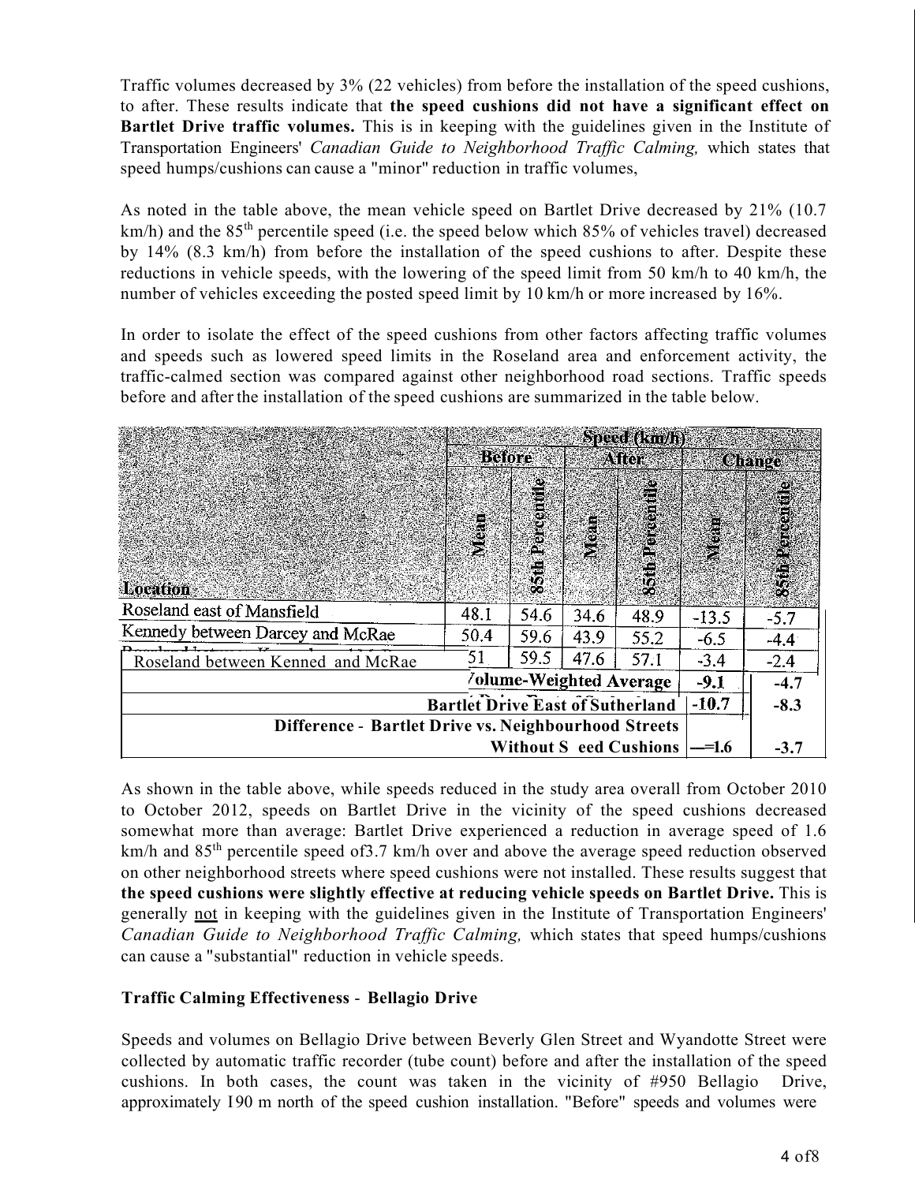Traffic volumes decreased by 3% (22 vehicles) from before the installation of the speed cushions, to after. These results indicate that **the speed cushions did not have a significant effect on Bartlet Drive traffic volumes.** This is in keeping with the guidelines given in the Institute of Transportation Engineers' *Canadian Guide to Neighborhood Traffic Calming,* which states that speed humps/cushions can cause a "minor" reduction in traffic volumes,

As noted in the table above, the mean vehicle speed on Bartlet Drive decreased by 21% (10.7 km/h) and the 85th percentile speed (i.e. the speed below which 85% of vehicles travel) decreased by 14% (8.3 km/h) from before the installation of the speed cushions to after. Despite these reductions in vehicle speeds, with the lowering of the speed limit from 50 km/h to 40 km/h, the number of vehicles exceeding the posted speed limit by 10 km/h or more increased by 16%.

In order to isolate the effect of the speed cushions from other factors affecting traffic volumes and speeds such as lowered speed limits in the Roseland area and enforcement activity, the traffic-calmed section was compared against other neighborhood road sections. Traffic speeds before and after the installation of the speed cushions are summarized in the table below.

| | Speed (km/h) | | | | | |
|---|---|---|---|---|---|---|
| | Before | | After | | Change | |
| Location | Mean | 85th Percentile | Mean | 85th Percentile | Mean | 85th Percentile |
| Roseland east of Mansfield | 48.1 | 54.6 | 34.6 | 48.9 | -13.5 | -5.7 |
| Kennedy between Darcey and McRae | 50.4 | 59.6 | 43.9 | 55.2 | -6.5 | -4.4 |
| Roseland between Kenned and McRae | 51 | 59.5 | 47.6 | 57.1 | -3.4 | -2.4 |
| Volume-Weighted Average | | | | | -9.1 | -4.7 |
| Bartlet Drive East of Sutherland | | | | | -10.7 | -8.3 |
| Difference - Bartlet Drive vs. Neighbourhood Streets Without S eed Cushions | | | | | -1.6 | -3.7 |

As shown in the table above, while speeds reduced in the study area overall from October 2010 to October 2012, speeds on Bartlet Drive in the vicinity of the speed cushions decreased somewhat more than average: Bartlet Drive experienced a reduction in average speed of 1.6 km/h and 85th percentile speed of3.7 km/h over and above the average speed reduction observed on other neighborhood streets where speed cushions were not installed. These results suggest that **the speed cushions were slightly effective at reducing vehicle speeds on Bartlet Drive.** This is generally not in keeping with the guidelines given in the Institute of Transportation Engineers' *Canadian Guide to Neighborhood Traffic Calming,* which states that speed humps/cushions can cause a "substantial" reduction in vehicle speeds.

**Traffic Calming Effectiveness - Bellagio Drive**

Speeds and volumes on Bellagio Drive between Beverly Glen Street and Wyandotte Street were collected by automatic traffic recorder (tube count) before and after the installation of the speed cushions. In both cases, the count was taken in the vicinity of #950 Bellagio Drive, approximately 190 m north of the speed cushion installation. "Before" speeds and volumes were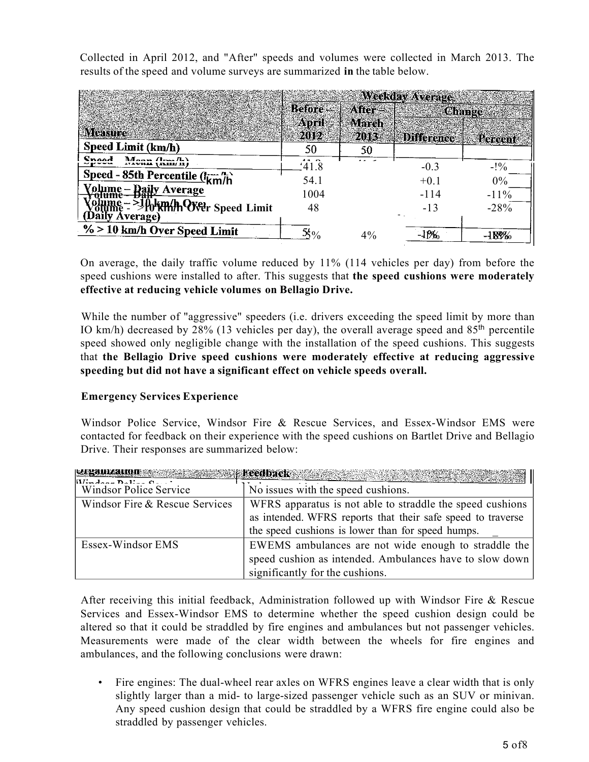Collected in April 2012, and "After" speeds and volumes were collected in March 2013. The results of the speed and volume surveys are summarized **in** the table below.

| Measure | Weekday Average | | | |
|---|---|---|---|---|
| | Before – April 2012 | After – March 2013 | Change | |
| | | | Difference | Percent |
| **Speed Limit (km/h)** | 50 | 50 | | |
| **Speed – Mean (km/h)** | 41.8 | | -0.3 | -1% |
| **Speed - 85th Percentile (km/h)** | 54.1 | | +0.1 | 0% |
| **Volume – Daily Average** | 1004 | | -114 | -11% |
| **Volume – >10 km/h Over Speed Limit (Daily Average)** | 48 | | -13 | -28% |
| **% > 10 km/h Over Speed Limit** | 5% | 4% | -1% | -18% |

On average, the daily traffic volume reduced by 11% (114 vehicles per day) from before the speed cushions were installed to after. This suggests that **the speed cushions were moderately effective at reducing vehicle volumes on Bellagio Drive.**

While the number of "aggressive" speeders (i.e. drivers exceeding the speed limit by more than IO km/h) decreased by 28% (13 vehicles per day), the overall average speed and 85th percentile speed showed only negligible change with the installation of the speed cushions. This suggests that **the Bellagio Drive speed cushions were moderately effective at reducing aggressive speeding but did not have a significant effect on vehicle speeds overall.**

**Emergency Services Experience**

Windsor Police Service, Windsor Fire & Rescue Services, and Essex-Windsor EMS were contacted for feedback on their experience with the speed cushions on Bartlet Drive and Bellagio Drive. Their responses are summarized below:

| Organization | Feedback |
|---|---|
| Windsor Police Service | No issues with the speed cushions. |
| Windsor Fire & Rescue Services | WFRS apparatus is not able to straddle the speed cushions as intended. WFRS reports that their safe speed to traverse the speed cushions is lower than for speed humps. |
| Essex-Windsor EMS | EWEMS ambulances are not wide enough to straddle the speed cushion as intended. Ambulances have to slow down significantly for the cushions. |

After receiving this initial feedback, Administration followed up with Windsor Fire & Rescue Services and Essex-Windsor EMS to determine whether the speed cushion design could be altered so that it could be straddled by fire engines and ambulances but not passenger vehicles. Measurements were made of the clear width between the wheels for fire engines and ambulances, and the following conclusions were drawn:

- Fire engines: The dual-wheel rear axles on WFRS engines leave a clear width that is only slightly larger than a mid- to large-sized passenger vehicle such as an SUV or minivan. Any speed cushion design that could be straddled by a WFRS fire engine could also be straddled by passenger vehicles.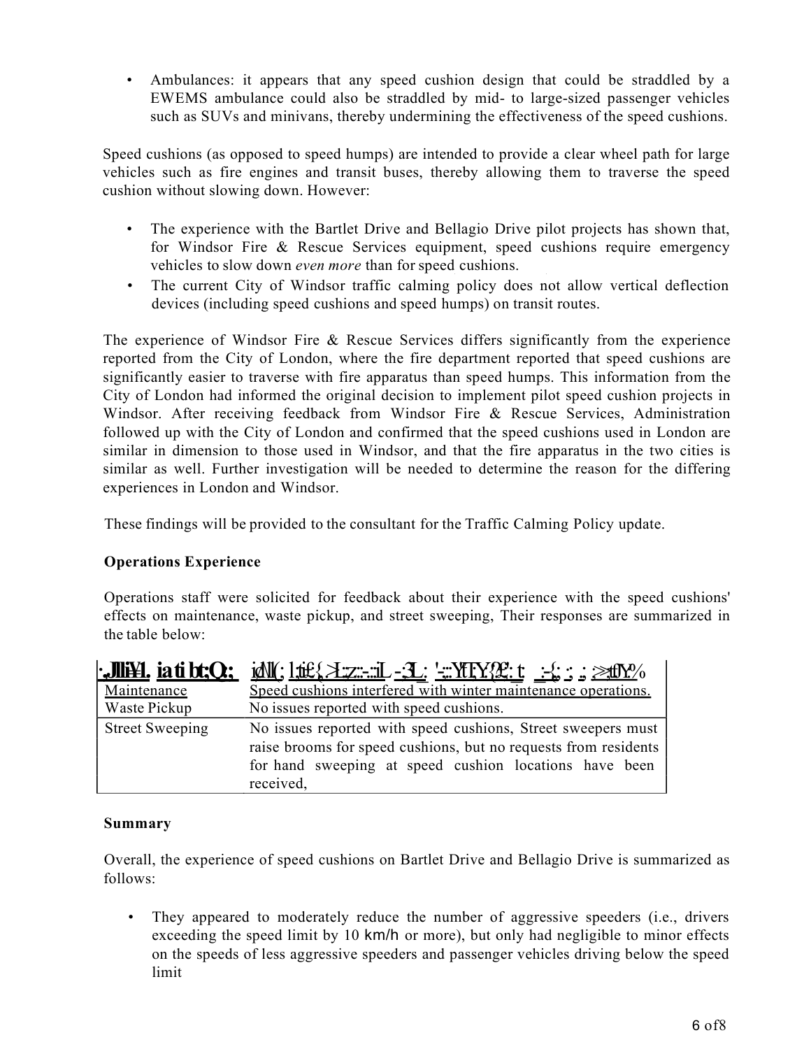- Ambulances: it appears that any speed cushion design that could be straddled by a EWEMS ambulance could also be straddled by mid- to large-sized passenger vehicles such as SUVs and minivans, thereby undermining the effectiveness of the speed cushions.

Speed cushions (as opposed to speed humps) are intended to provide a clear wheel path for large vehicles such as fire engines and transit buses, thereby allowing them to traverse the speed cushion without slowing down. However:

- The experience with the Bartlet Drive and Bellagio Drive pilot projects has shown that, for Windsor Fire & Rescue Services equipment, speed cushions require emergency vehicles to slow down *even more* than for speed cushions.
- The current City of Windsor traffic calming policy does not allow vertical deflection devices (including speed cushions and speed humps) on transit routes.

The experience of Windsor Fire & Rescue Services differs significantly from the experience reported from the City of London, where the fire department reported that speed cushions are significantly easier to traverse with fire apparatus than speed humps. This information from the City of London had informed the original decision to implement pilot speed cushion projects in Windsor. After receiving feedback from Windsor Fire & Rescue Services, Administration followed up with the City of London and confirmed that the speed cushions used in London are similar in dimension to those used in Windsor, and that the fire apparatus in the two cities is similar as well. Further investigation will be needed to determine the reason for the differing experiences in London and Windsor.

These findings will be provided to the consultant for the Traffic Calming Policy update.

**Operations Experience**

Operations staff were solicited for feedback about their experience with the speed cushions' effects on maintenance, waste pickup, and street sweeping, Their responses are summarized in the table below:

| | |
|---|---|
| Maintenance | Speed cushions interfered with winter maintenance operations. |
| Waste Pickup | No issues reported with speed cushions. |
| Street Sweeping | No issues reported with speed cushions, Street sweepers must raise brooms for speed cushions, but no requests from residents for hand sweeping at speed cushion locations have been received, |

**Summary**

Overall, the experience of speed cushions on Bartlet Drive and Bellagio Drive is summarized as follows:

- They appeared to moderately reduce the number of aggressive speeders (i.e., drivers exceeding the speed limit by 10 km/h or more), but only had negligible to minor effects on the speeds of less aggressive speeders and passenger vehicles driving below the speed limit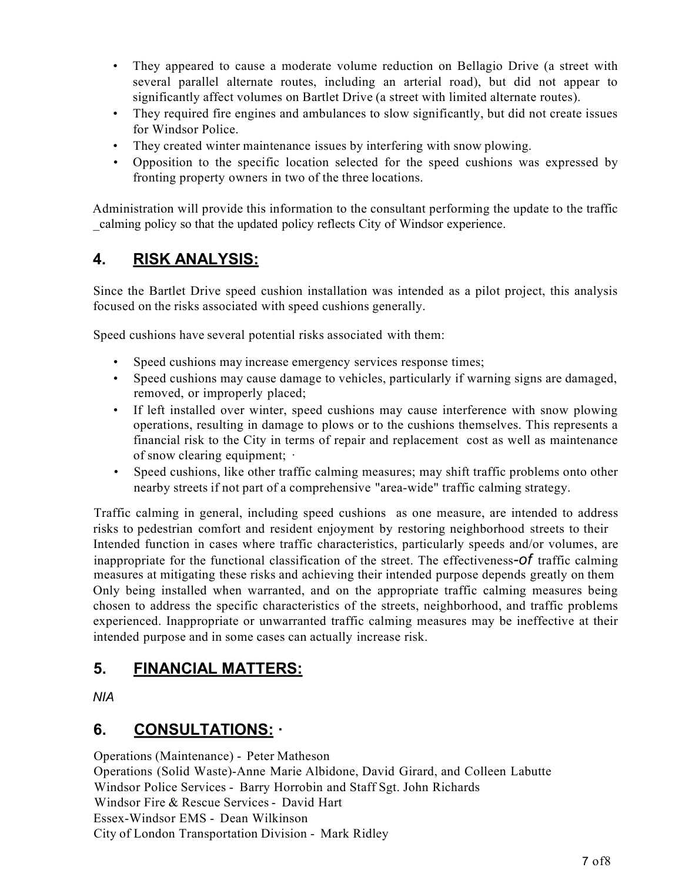- They appeared to cause a moderate volume reduction on Bellagio Drive (a street with several parallel alternate routes, including an arterial road), but did not appear to significantly affect volumes on Bartlet Drive (a street with limited alternate routes).
- They required fire engines and ambulances to slow significantly, but did not create issues for Windsor Police.
- They created winter maintenance issues by interfering with snow plowing.
- Opposition to the specific location selected for the speed cushions was expressed by fronting property owners in two of the three locations.

Administration will provide this information to the consultant performing the update to the traffic _calming policy so that the updated policy reflects City of Windsor experience.

## 4. RISK ANALYSIS:

Since the Bartlet Drive speed cushion installation was intended as a pilot project, this analysis focused on the risks associated with speed cushions generally.

Speed cushions have several potential risks associated with them:

- Speed cushions may increase emergency services response times;
- Speed cushions may cause damage to vehicles, particularly if warning signs are damaged, removed, or improperly placed;
- If left installed over winter, speed cushions may cause interference with snow plowing operations, resulting in damage to plows or to the cushions themselves. This represents a financial risk to the City in terms of repair and replacement cost as well as maintenance of snow clearing equipment; ·
- Speed cushions, like other traffic calming measures; may shift traffic problems onto other nearby streets if not part of a comprehensive "area-wide" traffic calming strategy.

Traffic calming in general, including speed cushions as one measure, are intended to address risks to pedestrian comfort and resident enjoyment by restoring neighborhood streets to their Intended function in cases where traffic characteristics, particularly speeds and/or volumes, are inappropriate for the functional classification of the street. The effectiveness-of traffic calming measures at mitigating these risks and achieving their intended purpose depends greatly on them Only being installed when warranted, and on the appropriate traffic calming measures being chosen to address the specific characteristics of the streets, neighborhood, and traffic problems experienced. Inappropriate or unwarranted traffic calming measures may be ineffective at their intended purpose and in some cases can actually increase risk.

## 5. FINANCIAL MATTERS:

*NIA*

## 6. CONSULTATIONS: ·

Operations (Maintenance) - Peter Matheson  
Operations (Solid Waste)-Anne Marie Albidone, David Girard, and Colleen Labutte  
Windsor Police Services - Barry Horrobin and Staff Sgt. John Richards  
Windsor Fire & Rescue Services - David Hart  
Essex-Windsor EMS - Dean Wilkinson  
City of London Transportation Division - Mark Ridley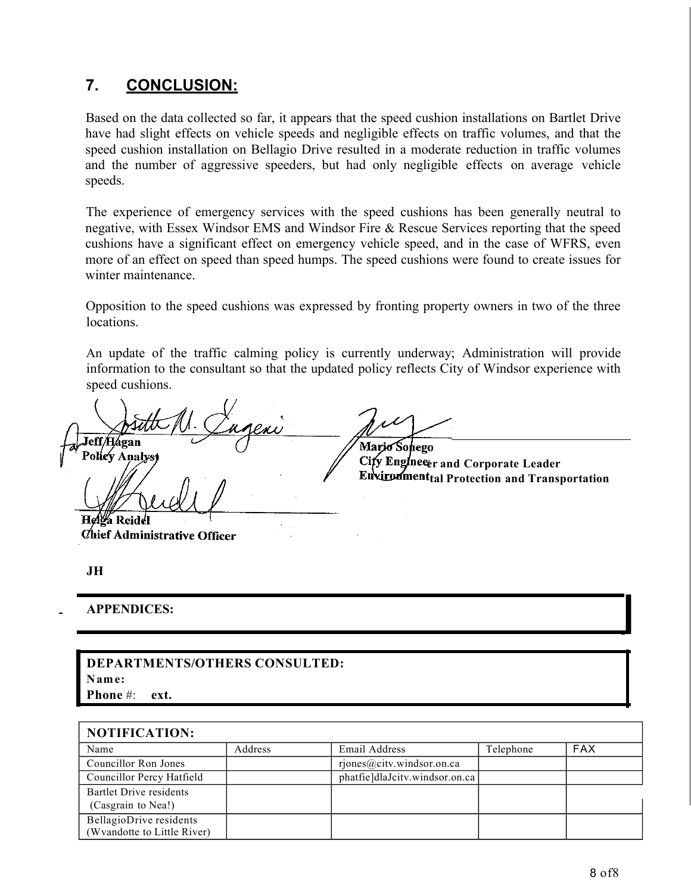## 7. CONCLUSION:

Based on the data collected so far, it appears that the speed cushion installations on Bartlet Drive have had slight effects on vehicle speeds and negligible effects on traffic volumes, and that the speed cushion installation on Bellagio Drive resulted in a moderate reduction in traffic volumes and the number of aggressive speeders, but had only negligible effects on average vehicle speeds.

The experience of emergency services with the speed cushions has been generally neutral to negative, with Essex Windsor EMS and Windsor Fire & Rescue Services reporting that the speed cushions have a significant effect on emergency vehicle speed, and in the case of WFRS, even more of an effect on speed than speed humps. The speed cushions were found to create issues for winter maintenance.

Opposition to the speed cushions was expressed by fronting property owners in two of the three locations.

An update of the traffic calming policy is currently underway; Administration will provide information to the consultant so that the updated policy reflects City of Windsor experience with speed cushions.

for Jeff Hagan
Policy Analyst

Mario Sonego
City Engineer and Corporate Leader
Environmental Protection and Transportation

Helga Reidel
Chief Administrative Officer

**JH**

**APPENDICES:**

**DEPARTMENTS/OTHERS CONSULTED:**
**Name:**
**Phone** #: **ext.**

**NOTIFICATION:**

| Name | Address | Email Address | Telephone | FAX |
|---|---|---|---|---|
| Councillor Ron Jones | | rjones@citv.windsor.on.ca | | |
| Councillor Percy Hatfield | | phatfie]dlaJcitv.windsor.on.ca | | |
| Bartlet Drive residents (Casgrain to Nea!) | | | | |
| BellagioDrive residents (Wvandotte to Little River) | | | | |